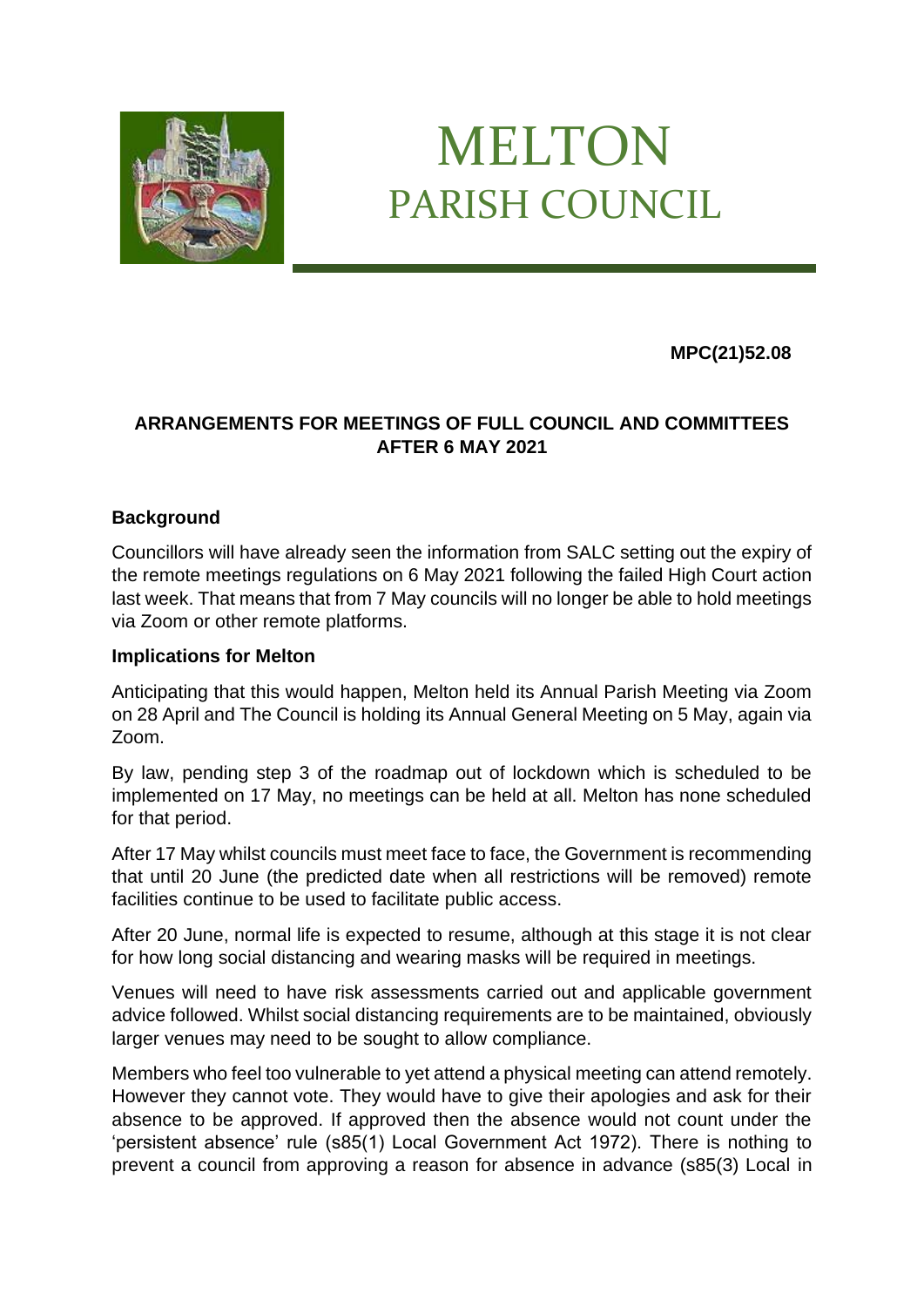# MELTON
## PARISH COUNCIL

**MPC(21)52.08**

**ARRANGEMENTS FOR MEETINGS OF FULL COUNCIL AND COMMITTEES AFTER 6 MAY 2021**

**Background**

Councillors will have already seen the information from SALC setting out the expiry of the remote meetings regulations on 6 May 2021 following the failed High Court action last week. That means that from 7 May councils will no longer be able to hold meetings via Zoom or other remote platforms.

**Implications for Melton**

Anticipating that this would happen, Melton held its Annual Parish Meeting via Zoom on 28 April and The Council is holding its Annual General Meeting on 5 May, again via Zoom.

By law, pending step 3 of the roadmap out of lockdown which is scheduled to be implemented on 17 May, no meetings can be held at all. Melton has none scheduled for that period.

After 17 May whilst councils must meet face to face, the Government is recommending that until 20 June (the predicted date when all restrictions will be removed) remote facilities continue to be used to facilitate public access.

After 20 June, normal life is expected to resume, although at this stage it is not clear for how long social distancing and wearing masks will be required in meetings.

Venues will need to have risk assessments carried out and applicable government advice followed. Whilst social distancing requirements are to be maintained, obviously larger venues may need to be sought to allow compliance.

Members who feel too vulnerable to yet attend a physical meeting can attend remotely. However they cannot vote. They would have to give their apologies and ask for their absence to be approved. If approved then the absence would not count under the 'persistent absence' rule (s85(1) Local Government Act 1972). There is nothing to prevent a council from approving a reason for absence in advance (s85(3) Local in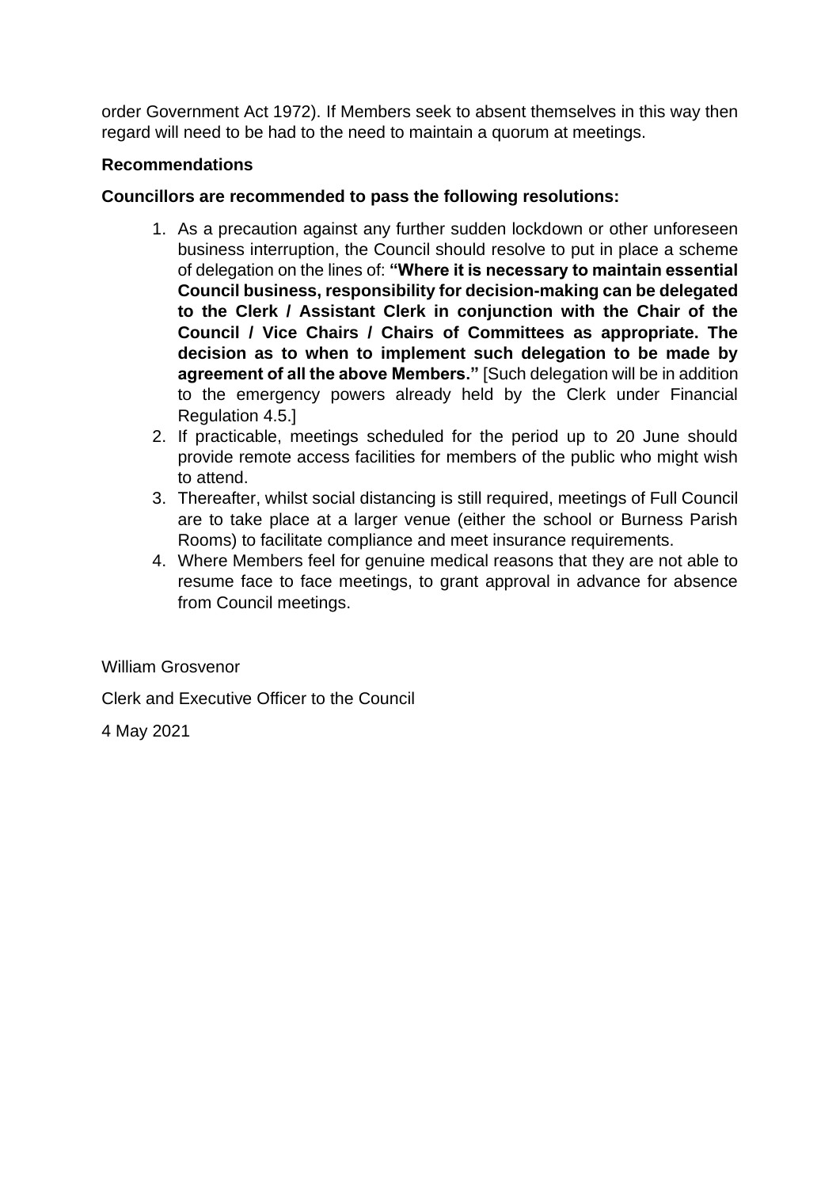order Government Act 1972). If Members seek to absent themselves in this way then regard will need to be had to the need to maintain a quorum at meetings.

**Recommendations**

**Councillors are recommended to pass the following resolutions:**

1. As a precaution against any further sudden lockdown or other unforeseen business interruption, the Council should resolve to put in place a scheme of delegation on the lines of: **"Where it is necessary to maintain essential Council business, responsibility for decision-making can be delegated to the Clerk / Assistant Clerk in conjunction with the Chair of the Council / Vice Chairs / Chairs of Committees as appropriate. The decision as to when to implement such delegation to be made by agreement of all the above Members."** [Such delegation will be in addition to the emergency powers already held by the Clerk under Financial Regulation 4.5.]
2. If practicable, meetings scheduled for the period up to 20 June should provide remote access facilities for members of the public who might wish to attend.
3. Thereafter, whilst social distancing is still required, meetings of Full Council are to take place at a larger venue (either the school or Burness Parish Rooms) to facilitate compliance and meet insurance requirements.
4. Where Members feel for genuine medical reasons that they are not able to resume face to face meetings, to grant approval in advance for absence from Council meetings.

William Grosvenor

Clerk and Executive Officer to the Council

4 May 2021